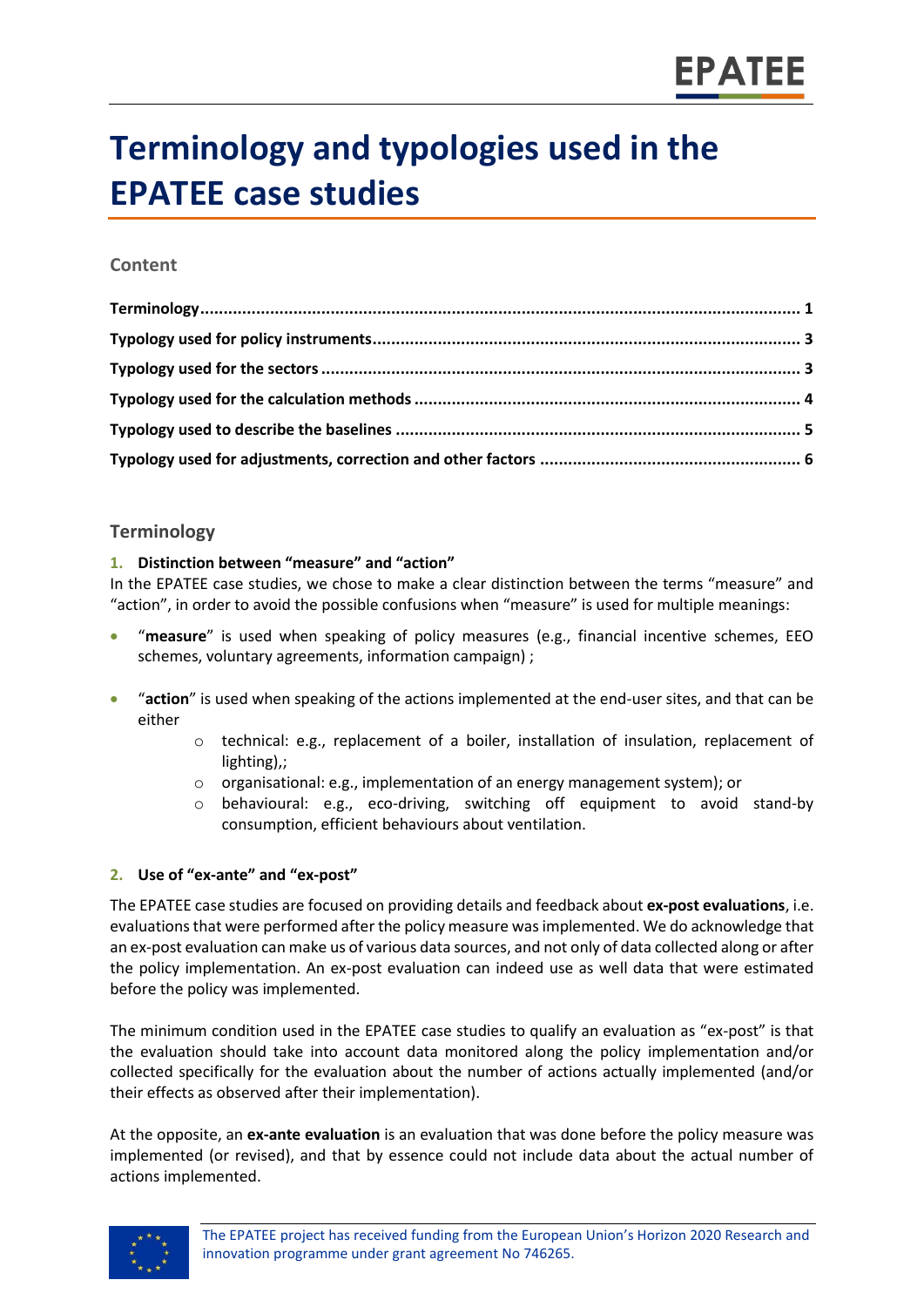# Terminology and typologies used in the EPATEE case studies

## Content

**Terminology .......... 1**
**Typology used for policy instruments .......... 3**
**Typology used for the sectors .......... 3**
**Typology used for the calculation methods .......... 4**
**Typology used to describe the baselines .......... 5**
**Typology used for adjustments, correction and other factors .......... 6**

## Terminology

### 1. Distinction between “measure” and “action”

In the EPATEE case studies, we chose to make a clear distinction between the terms “measure” and “action”, in order to avoid the possible confusions when “measure” is used for multiple meanings:

- “**measure**” is used when speaking of policy measures (e.g., financial incentive schemes, EEO schemes, voluntary agreements, information campaign) ;
- “**action**” is used when speaking of the actions implemented at the end-user sites, and that can be either
  - technical: e.g., replacement of a boiler, installation of insulation, replacement of lighting),;
  - organisational: e.g., implementation of an energy management system); or
  - behavioural: e.g., eco-driving, switching off equipment to avoid stand-by consumption, efficient behaviours about ventilation.

### 2. Use of “ex-ante” and “ex-post”

The EPATEE case studies are focused on providing details and feedback about **ex-post evaluations**, i.e. evaluations that were performed after the policy measure was implemented. We do acknowledge that an ex-post evaluation can make us of various data sources, and not only of data collected along or after the policy implementation. An ex-post evaluation can indeed use as well data that were estimated before the policy was implemented.

The minimum condition used in the EPATEE case studies to qualify an evaluation as “ex-post” is that the evaluation should take into account data monitored along the policy implementation and/or collected specifically for the evaluation about the number of actions actually implemented (and/or their effects as observed after their implementation).

At the opposite, an **ex-ante evaluation** is an evaluation that was done before the policy measure was implemented (or revised), and that by essence could not include data about the actual number of actions implemented.

The EPATEE project has received funding from the European Union’s Horizon 2020 Research and innovation programme under grant agreement No 746265.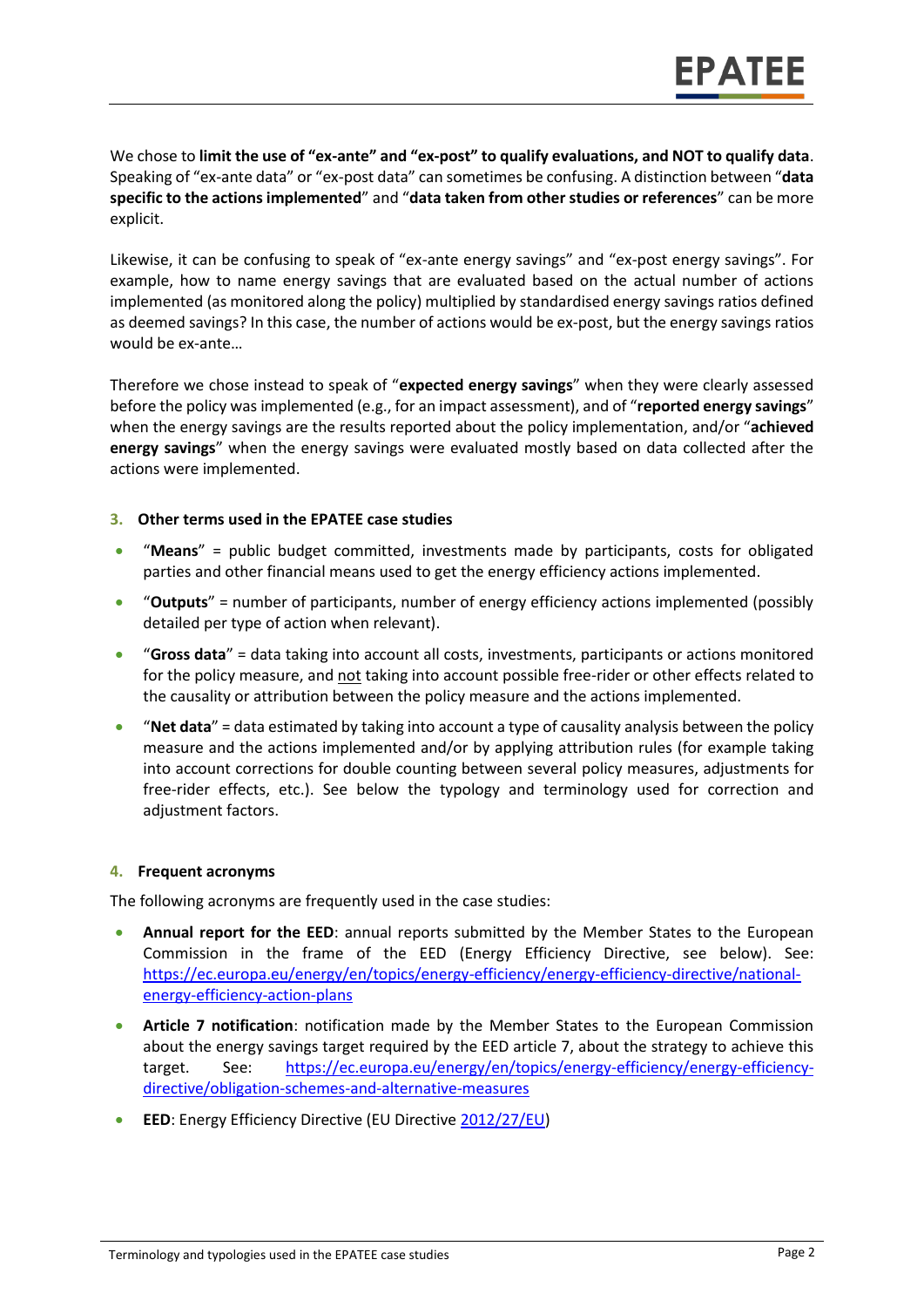We chose to **limit the use of "ex-ante" and "ex-post" to qualify evaluations, and NOT to qualify data**. Speaking of "ex-ante data" or "ex-post data" can sometimes be confusing. A distinction between "**data specific to the actions implemented**" and "**data taken from other studies or references**" can be more explicit.

Likewise, it can be confusing to speak of "ex-ante energy savings" and "ex-post energy savings". For example, how to name energy savings that are evaluated based on the actual number of actions implemented (as monitored along the policy) multiplied by standardised energy savings ratios defined as deemed savings? In this case, the number of actions would be ex-post, but the energy savings ratios would be ex-ante…

Therefore we chose instead to speak of "**expected energy savings**" when they were clearly assessed before the policy was implemented (e.g., for an impact assessment), and of "**reported energy savings**" when the energy savings are the results reported about the policy implementation, and/or "**achieved energy savings**" when the energy savings were evaluated mostly based on data collected after the actions were implemented.

## 3. Other terms used in the EPATEE case studies

- "**Means**" = public budget committed, investments made by participants, costs for obligated parties and other financial means used to get the energy efficiency actions implemented.
- "**Outputs**" = number of participants, number of energy efficiency actions implemented (possibly detailed per type of action when relevant).
- "**Gross data**" = data taking into account all costs, investments, participants or actions monitored for the policy measure, and <u>not</u> taking into account possible free-rider or other effects related to the causality or attribution between the policy measure and the actions implemented.
- "**Net data**" = data estimated by taking into account a type of causality analysis between the policy measure and the actions implemented and/or by applying attribution rules (for example taking into account corrections for double counting between several policy measures, adjustments for free-rider effects, etc.). See below the typology and terminology used for correction and adjustment factors.

## 4. Frequent acronyms

The following acronyms are frequently used in the case studies:

- **Annual report for the EED**: annual reports submitted by the Member States to the European Commission in the frame of the EED (Energy Efficiency Directive, see below). See: [https://ec.europa.eu/energy/en/topics/energy-efficiency/energy-efficiency-directive/national-energy-efficiency-action-plans](https://ec.europa.eu/energy/en/topics/energy-efficiency/energy-efficiency-directive/national-energy-efficiency-action-plans)
- **Article 7 notification**: notification made by the Member States to the European Commission about the energy savings target required by the EED article 7, about the strategy to achieve this target. See: [https://ec.europa.eu/energy/en/topics/energy-efficiency/energy-efficiency-directive/obligation-schemes-and-alternative-measures](https://ec.europa.eu/energy/en/topics/energy-efficiency/energy-efficiency-directive/obligation-schemes-and-alternative-measures)
- **EED**: Energy Efficiency Directive (EU Directive 2012/27/EU)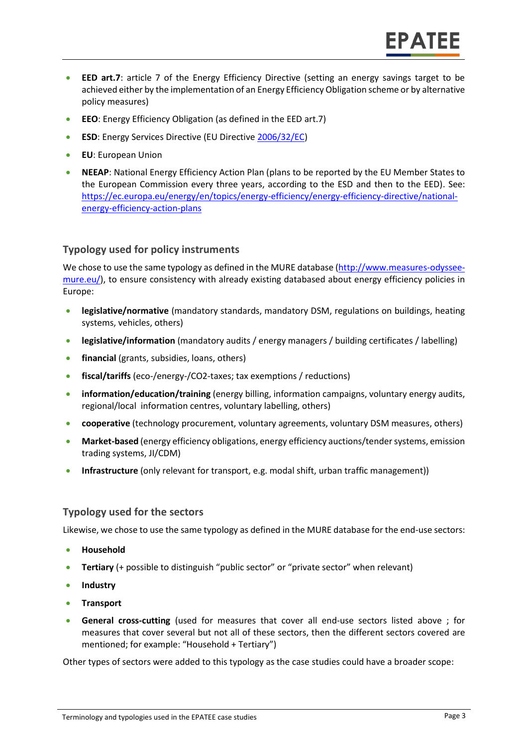- **EED art.7**: article 7 of the Energy Efficiency Directive (setting an energy savings target to be achieved either by the implementation of an Energy Efficiency Obligation scheme or by alternative policy measures)
- **EEO**: Energy Efficiency Obligation (as defined in the EED art.7)
- **ESD**: Energy Services Directive (EU Directive 2006/32/EC)
- **EU**: European Union
- **NEEAP**: National Energy Efficiency Action Plan (plans to be reported by the EU Member States to the European Commission every three years, according to the ESD and then to the EED). See: https://ec.europa.eu/energy/en/topics/energy-efficiency/energy-efficiency-directive/national-energy-efficiency-action-plans

## Typology used for policy instruments

We chose to use the same typology as defined in the MURE database (http://www.measures-odyssee-mure.eu/), to ensure consistency with already existing databased about energy efficiency policies in Europe:

- **legislative/normative** (mandatory standards, mandatory DSM, regulations on buildings, heating systems, vehicles, others)
- **legislative/information** (mandatory audits / energy managers / building certificates / labelling)
- **financial** (grants, subsidies, loans, others)
- **fiscal/tariffs** (eco-/energy-/CO2-taxes; tax exemptions / reductions)
- **information/education/training** (energy billing, information campaigns, voluntary energy audits, regional/local information centres, voluntary labelling, others)
- **cooperative** (technology procurement, voluntary agreements, voluntary DSM measures, others)
- **Market-based** (energy efficiency obligations, energy efficiency auctions/tender systems, emission trading systems, JI/CDM)
- **Infrastructure** (only relevant for transport, e.g. modal shift, urban traffic management))

## Typology used for the sectors

Likewise, we chose to use the same typology as defined in the MURE database for the end-use sectors:

- **Household**
- **Tertiary** (+ possible to distinguish "public sector" or "private sector" when relevant)
- **Industry**
- **Transport**
- **General cross-cutting** (used for measures that cover all end-use sectors listed above ; for measures that cover several but not all of these sectors, then the different sectors covered are mentioned; for example: "Household + Tertiary")

Other types of sectors were added to this typology as the case studies could have a broader scope: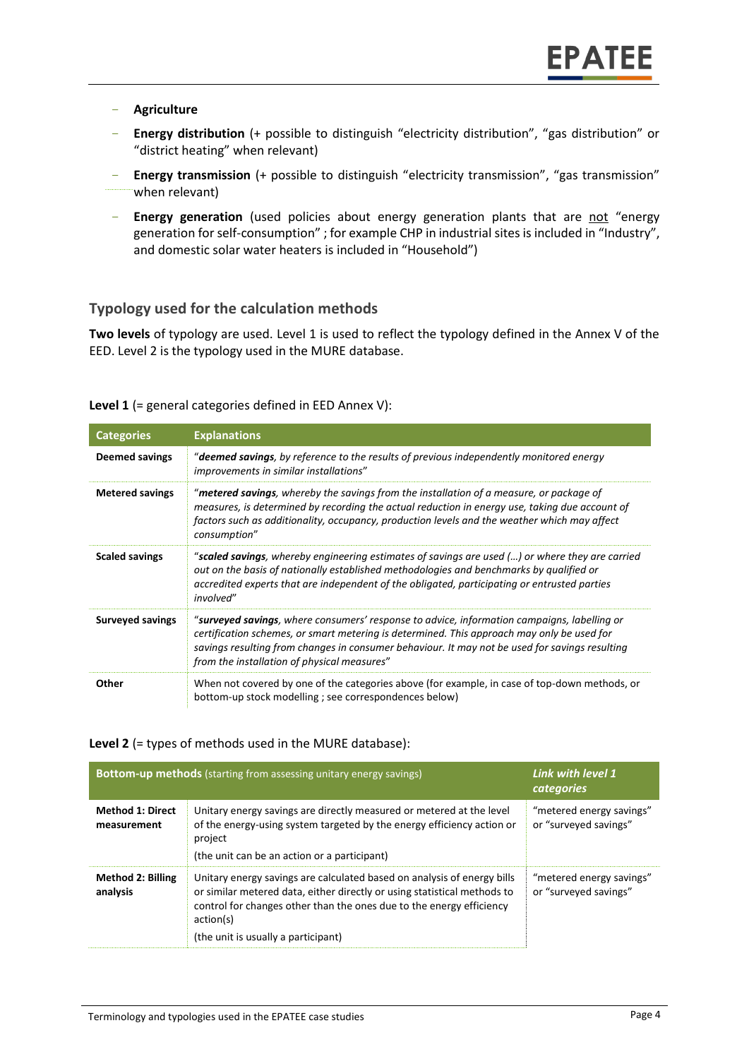- **Agriculture**
- **Energy distribution** (+ possible to distinguish "electricity distribution", "gas distribution" or "district heating" when relevant)
- **Energy transmission** (+ possible to distinguish "electricity transmission", "gas transmission" when relevant)
- **Energy generation** (used policies about energy generation plants that are not "energy generation for self-consumption" ; for example CHP in industrial sites is included in "Industry", and domestic solar water heaters is included in "Household")

## Typology used for the calculation methods

**Two levels** of typology are used. Level 1 is used to reflect the typology defined in the Annex V of the EED. Level 2 is the typology used in the MURE database.

**Level 1** (= general categories defined in EED Annex V):

| Categories | Explanations |
|---|---|
| **Deemed savings** | "***deemed savings**, by reference to the results of previous independently monitored energy improvements in similar installations*" |
| **Metered savings** | "***metered savings**, whereby the savings from the installation of a measure, or package of measures, is determined by recording the actual reduction in energy use, taking due account of factors such as additionality, occupancy, production levels and the weather which may affect consumption*" |
| **Scaled savings** | "***scaled savings**, whereby engineering estimates of savings are used (…) or where they are carried out on the basis of nationally established methodologies and benchmarks by qualified or accredited experts that are independent of the obligated, participating or entrusted parties involved*" |
| **Surveyed savings** | "***surveyed savings**, where consumers' response to advice, information campaigns, labelling or certification schemes, or smart metering is determined. This approach may only be used for savings resulting from changes in consumer behaviour. It may not be used for savings resulting from the installation of physical measures*" |
| **Other** | When not covered by one of the categories above (for example, in case of top-down methods, or bottom-up stock modelling ; see correspondences below) |

**Level 2** (= types of methods used in the MURE database):

| **Bottom-up methods** (starting from assessing unitary energy savings) | | ***Link with level 1 categories*** |
|---|---|---|
| **Method 1: Direct measurement** | Unitary energy savings are directly measured or metered at the level of the energy-using system targeted by the energy efficiency action or project<br>(the unit can be an action or a participant) | "metered energy savings" or "surveyed savings" |
| **Method 2: Billing analysis** | Unitary energy savings are calculated based on analysis of energy bills or similar metered data, either directly or using statistical methods to control for changes other than the ones due to the energy efficiency action(s)<br>(the unit is usually a participant) | "metered energy savings" or "surveyed savings" |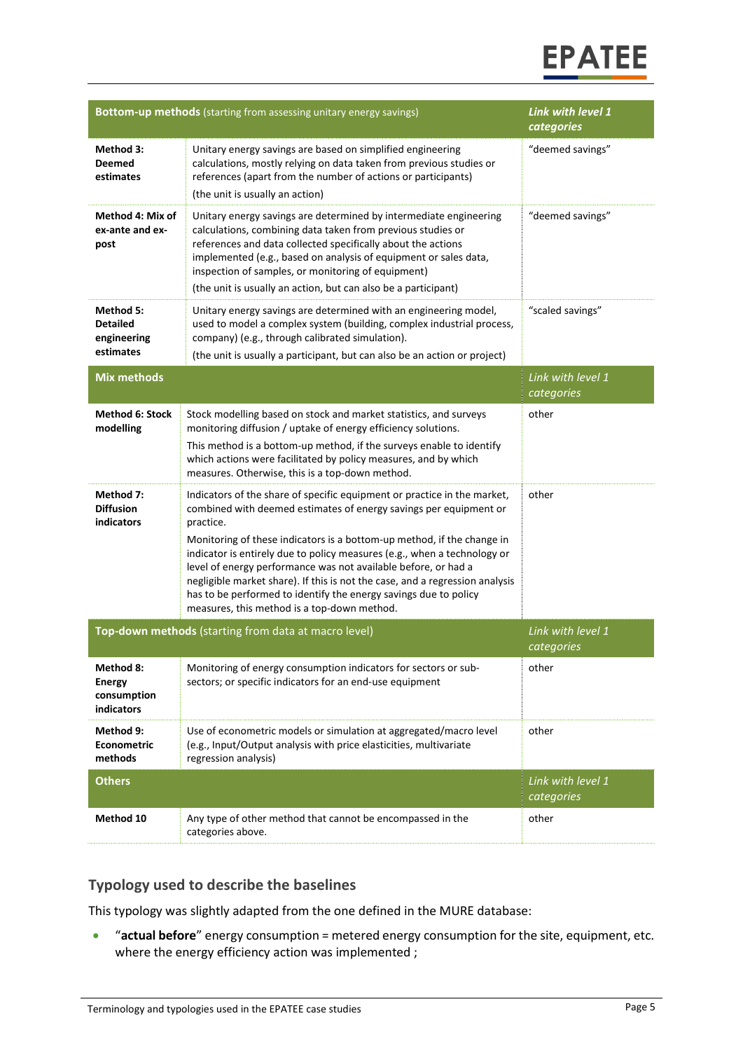| **Bottom-up methods** (starting from assessing unitary energy savings) | | ***Link with level 1 categories*** |
|---|---|---|
| **Method 3: Deemed estimates** | Unitary energy savings are based on simplified engineering calculations, mostly relying on data taken from previous studies or references (apart from the number of actions or participants)<br>(the unit is usually an action) | "deemed savings" |
| **Method 4: Mix of ex-ante and ex-post** | Unitary energy savings are determined by intermediate engineering calculations, combining data taken from previous studies or references and data collected specifically about the actions implemented (e.g., based on analysis of equipment or sales data, inspection of samples, or monitoring of equipment)<br>(the unit is usually an action, but can also be a participant) | "deemed savings" |
| **Method 5: Detailed engineering estimates** | Unitary energy savings are determined with an engineering model, used to model a complex system (building, complex industrial process, company) (e.g., through calibrated simulation).<br>(the unit is usually a participant, but can also be an action or project) | "scaled savings" |
| **Mix methods** | | *Link with level 1 categories* |
| **Method 6: Stock modelling** | Stock modelling based on stock and market statistics, and surveys monitoring diffusion / uptake of energy efficiency solutions.<br>This method is a bottom-up method, if the surveys enable to identify which actions were facilitated by policy measures, and by which measures. Otherwise, this is a top-down method. | other |
| **Method 7: Diffusion indicators** | Indicators of the share of specific equipment or practice in the market, combined with deemed estimates of energy savings per equipment or practice.<br>Monitoring of these indicators is a bottom-up method, if the change in indicator is entirely due to policy measures (e.g., when a technology or level of energy performance was not available before, or had a negligible market share). If this is not the case, and a regression analysis has to be performed to identify the energy savings due to policy measures, this method is a top-down method. | other |
| **Top-down methods** (starting from data at macro level) | | *Link with level 1 categories* |
| **Method 8: Energy consumption indicators** | Monitoring of energy consumption indicators for sectors or sub-sectors; or specific indicators for an end-use equipment | other |
| **Method 9: Econometric methods** | Use of econometric models or simulation at aggregated/macro level (e.g., Input/Output analysis with price elasticities, multivariate regression analysis) | other |
| **Others** | | *Link with level 1 categories* |
| **Method 10** | Any type of other method that cannot be encompassed in the categories above. | other |

## Typology used to describe the baselines

This typology was slightly adapted from the one defined in the MURE database:

- "**actual before**" energy consumption = metered energy consumption for the site, equipment, etc. where the energy efficiency action was implemented ;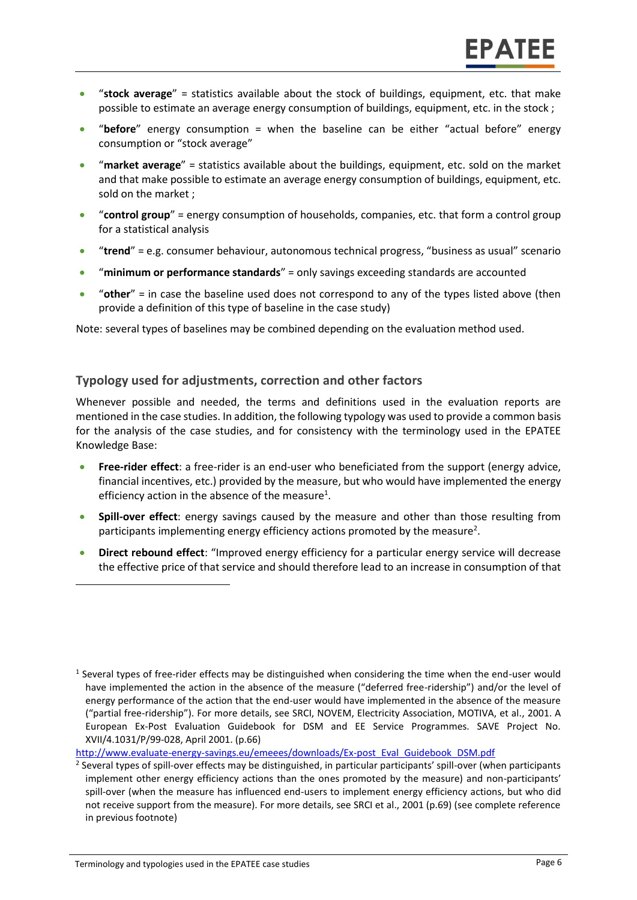- "**stock average**" = statistics available about the stock of buildings, equipment, etc. that make possible to estimate an average energy consumption of buildings, equipment, etc. in the stock ;
- "**before**" energy consumption = when the baseline can be either "actual before" energy consumption or "stock average"
- "**market average**" = statistics available about the buildings, equipment, etc. sold on the market and that make possible to estimate an average energy consumption of buildings, equipment, etc. sold on the market ;
- "**control group**" = energy consumption of households, companies, etc. that form a control group for a statistical analysis
- "**trend**" = e.g. consumer behaviour, autonomous technical progress, "business as usual" scenario
- "**minimum or performance standards**" = only savings exceeding standards are accounted
- "**other**" = in case the baseline used does not correspond to any of the types listed above (then provide a definition of this type of baseline in the case study)

Note: several types of baselines may be combined depending on the evaluation method used.

## Typology used for adjustments, correction and other factors

Whenever possible and needed, the terms and definitions used in the evaluation reports are mentioned in the case studies. In addition, the following typology was used to provide a common basis for the analysis of the case studies, and for consistency with the terminology used in the EPATEE Knowledge Base:

- **Free-rider effect**: a free-rider is an end-user who beneficiated from the support (energy advice, financial incentives, etc.) provided by the measure, but who would have implemented the energy efficiency action in the absence of the measure[1].
- **Spill-over effect**: energy savings caused by the measure and other than those resulting from participants implementing energy efficiency actions promoted by the measure[2].
- **Direct rebound effect**: "Improved energy efficiency for a particular energy service will decrease the effective price of that service and should therefore lead to an increase in consumption of that

---

[1] Several types of free-rider effects may be distinguished when considering the time when the end-user would have implemented the action in the absence of the measure ("deferred free-ridership") and/or the level of energy performance of the action that the end-user would have implemented in the absence of the measure ("partial free-ridership"). For more details, see SRCI, NOVEM, Electricity Association, MOTIVA, et al., 2001. A European Ex-Post Evaluation Guidebook for DSM and EE Service Programmes. SAVE Project No. XVII/4.1031/P/99-028, April 2001. (p.66) http://www.evaluate-energy-savings.eu/emeees/downloads/Ex-post_Eval_Guidebook_DSM.pdf

[2] Several types of spill-over effects may be distinguished, in particular participants' spill-over (when participants implement other energy efficiency actions than the ones promoted by the measure) and non-participants' spill-over (when the measure has influenced end-users to implement energy efficiency actions, but who did not receive support from the measure). For more details, see SRCI et al., 2001 (p.69) (see complete reference in previous footnote)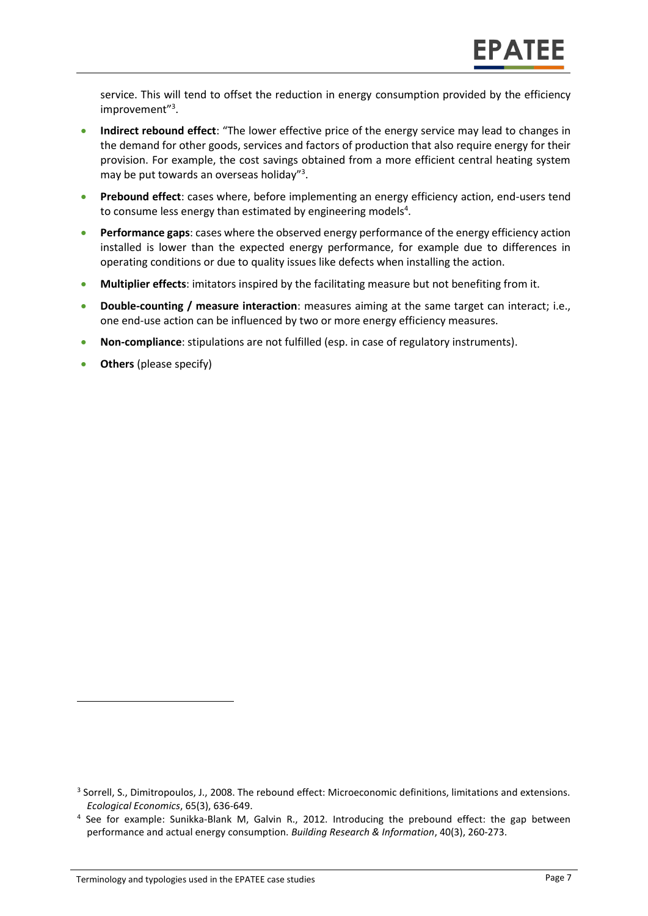service. This will tend to offset the reduction in energy consumption provided by the efficiency improvement”[3].

- **Indirect rebound effect**: “The lower effective price of the energy service may lead to changes in the demand for other goods, services and factors of production that also require energy for their provision. For example, the cost savings obtained from a more efficient central heating system may be put towards an overseas holiday”[3].
- **Prebound effect**: cases where, before implementing an energy efficiency action, end-users tend to consume less energy than estimated by engineering models[4].
- **Performance gaps**: cases where the observed energy performance of the energy efficiency action installed is lower than the expected energy performance, for example due to differences in operating conditions or due to quality issues like defects when installing the action.
- **Multiplier effects**: imitators inspired by the facilitating measure but not benefiting from it.
- **Double-counting / measure interaction**: measures aiming at the same target can interact; i.e., one end-use action can be influenced by two or more energy efficiency measures.
- **Non-compliance**: stipulations are not fulfilled (esp. in case of regulatory instruments).
- **Others** (please specify)

[3] Sorrell, S., Dimitropoulos, J., 2008. The rebound effect: Microeconomic definitions, limitations and extensions. *Ecological Economics*, 65(3), 636-649.

[4] See for example: Sunikka-Blank M, Galvin R., 2012. Introducing the prebound effect: the gap between performance and actual energy consumption. *Building Research & Information*, 40(3), 260-273.